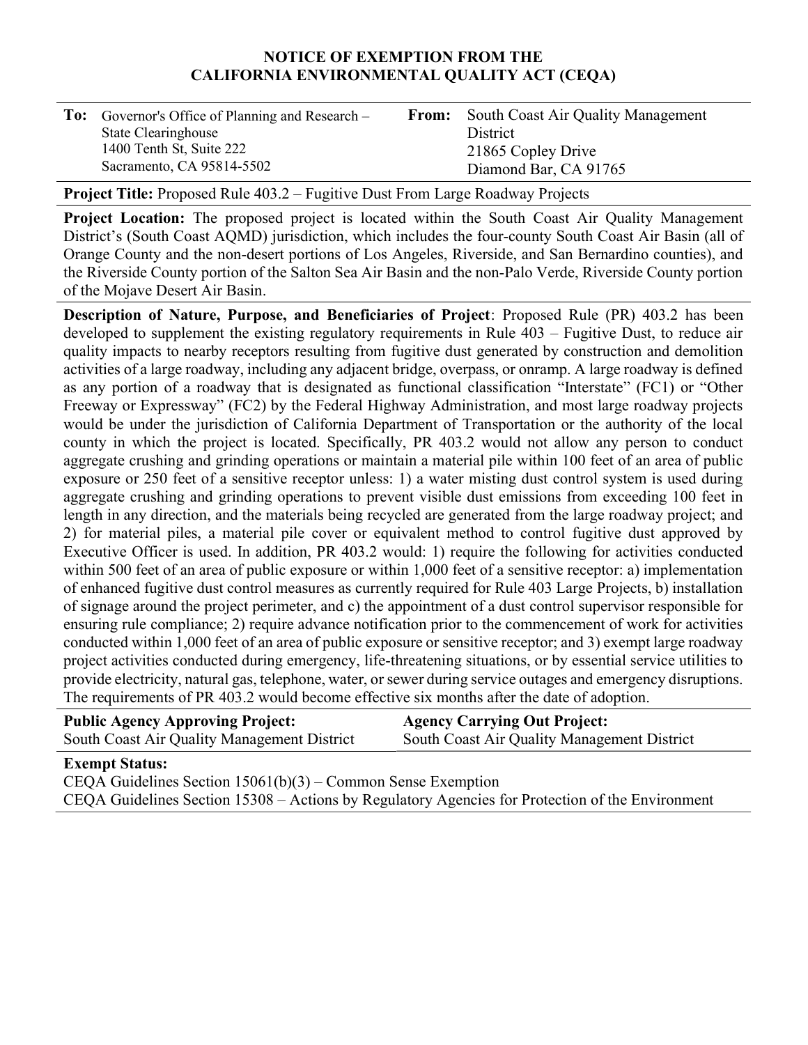# NOTICE OF EXEMPTION FROM THE CALIFORNIA ENVIRONMENTAL QUALITY ACT (CEQA)

| | |
|---|---|
| **To:** Governor's Office of Planning and Research – State Clearinghouse<br>1400 Tenth St, Suite 222<br>Sacramento, CA 95814-5502 | **From:** South Coast Air Quality Management District<br>21865 Copley Drive<br>Diamond Bar, CA 91765 |

**Project Title:** Proposed Rule 403.2 – Fugitive Dust From Large Roadway Projects

**Project Location:** The proposed project is located within the South Coast Air Quality Management District's (South Coast AQMD) jurisdiction, which includes the four-county South Coast Air Basin (all of Orange County and the non-desert portions of Los Angeles, Riverside, and San Bernardino counties), and the Riverside County portion of the Salton Sea Air Basin and the non-Palo Verde, Riverside County portion of the Mojave Desert Air Basin.

**Description of Nature, Purpose, and Beneficiaries of Project**: Proposed Rule (PR) 403.2 has been developed to supplement the existing regulatory requirements in Rule 403 – Fugitive Dust, to reduce air quality impacts to nearby receptors resulting from fugitive dust generated by construction and demolition activities of a large roadway, including any adjacent bridge, overpass, or onramp. A large roadway is defined as any portion of a roadway that is designated as functional classification "Interstate" (FC1) or "Other Freeway or Expressway" (FC2) by the Federal Highway Administration, and most large roadway projects would be under the jurisdiction of California Department of Transportation or the authority of the local county in which the project is located. Specifically, PR 403.2 would not allow any person to conduct aggregate crushing and grinding operations or maintain a material pile within 100 feet of an area of public exposure or 250 feet of a sensitive receptor unless: 1) a water misting dust control system is used during aggregate crushing and grinding operations to prevent visible dust emissions from exceeding 100 feet in length in any direction, and the materials being recycled are generated from the large roadway project; and 2) for material piles, a material pile cover or equivalent method to control fugitive dust approved by Executive Officer is used. In addition, PR 403.2 would: 1) require the following for activities conducted within 500 feet of an area of public exposure or within 1,000 feet of a sensitive receptor: a) implementation of enhanced fugitive dust control measures as currently required for Rule 403 Large Projects, b) installation of signage around the project perimeter, and c) the appointment of a dust control supervisor responsible for ensuring rule compliance; 2) require advance notification prior to the commencement of work for activities conducted within 1,000 feet of an area of public exposure or sensitive receptor; and 3) exempt large roadway project activities conducted during emergency, life-threatening situations, or by essential service utilities to provide electricity, natural gas, telephone, water, or sewer during service outages and emergency disruptions. The requirements of PR 403.2 would become effective six months after the date of adoption.

| | |
|---|---|
| **Public Agency Approving Project:**<br>South Coast Air Quality Management District | **Agency Carrying Out Project:**<br>South Coast Air Quality Management District |

**Exempt Status:**
CEQA Guidelines Section 15061(b)(3) – Common Sense Exemption
CEQA Guidelines Section 15308 – Actions by Regulatory Agencies for Protection of the Environment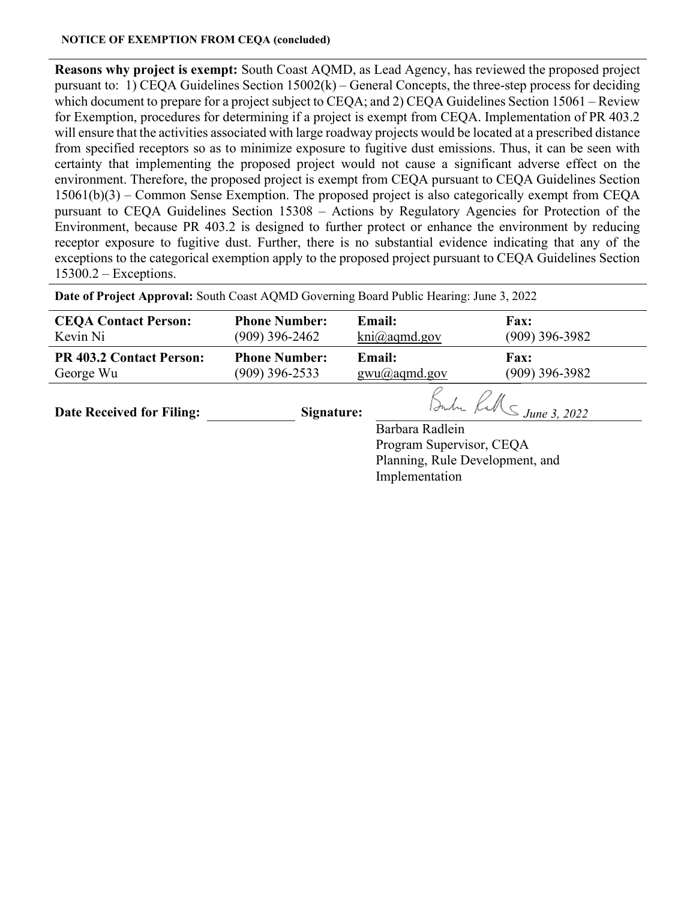**NOTICE OF EXEMPTION FROM CEQA (concluded)**

**Reasons why project is exempt:** South Coast AQMD, as Lead Agency, has reviewed the proposed project pursuant to: 1) CEQA Guidelines Section 15002(k) – General Concepts, the three-step process for deciding which document to prepare for a project subject to CEQA; and 2) CEQA Guidelines Section 15061 – Review for Exemption, procedures for determining if a project is exempt from CEQA. Implementation of PR 403.2 will ensure that the activities associated with large roadway projects would be located at a prescribed distance from specified receptors so as to minimize exposure to fugitive dust emissions. Thus, it can be seen with certainty that implementing the proposed project would not cause a significant adverse effect on the environment. Therefore, the proposed project is exempt from CEQA pursuant to CEQA Guidelines Section 15061(b)(3) – Common Sense Exemption. The proposed project is also categorically exempt from CEQA pursuant to CEQA Guidelines Section 15308 – Actions by Regulatory Agencies for Protection of the Environment, because PR 403.2 is designed to further protect or enhance the environment by reducing receptor exposure to fugitive dust. Further, there is no substantial evidence indicating that any of the exceptions to the categorical exemption apply to the proposed project pursuant to CEQA Guidelines Section 15300.2 – Exceptions.

**Date of Project Approval:** South Coast AQMD Governing Board Public Hearing: June 3, 2022

| | | | |
|---|---|---|---|
| **CEQA Contact Person:** Kevin Ni | **Phone Number:** (909) 396-2462 | **Email:** kni@aqmd.gov | **Fax:** (909) 396-3982 |
| **PR 403.2 Contact Person:** George Wu | **Phone Number:** (909) 396-2533 | **Email:** gwu@aqmd.gov | **Fax:** (909) 396-3982 |

**Date Received for Filing:** \_\_\_\_\_\_\_\_\_\_\_\_ **Signature:** *June 3, 2022*

Barbara Radlein
Program Supervisor, CEQA
Planning, Rule Development, and Implementation